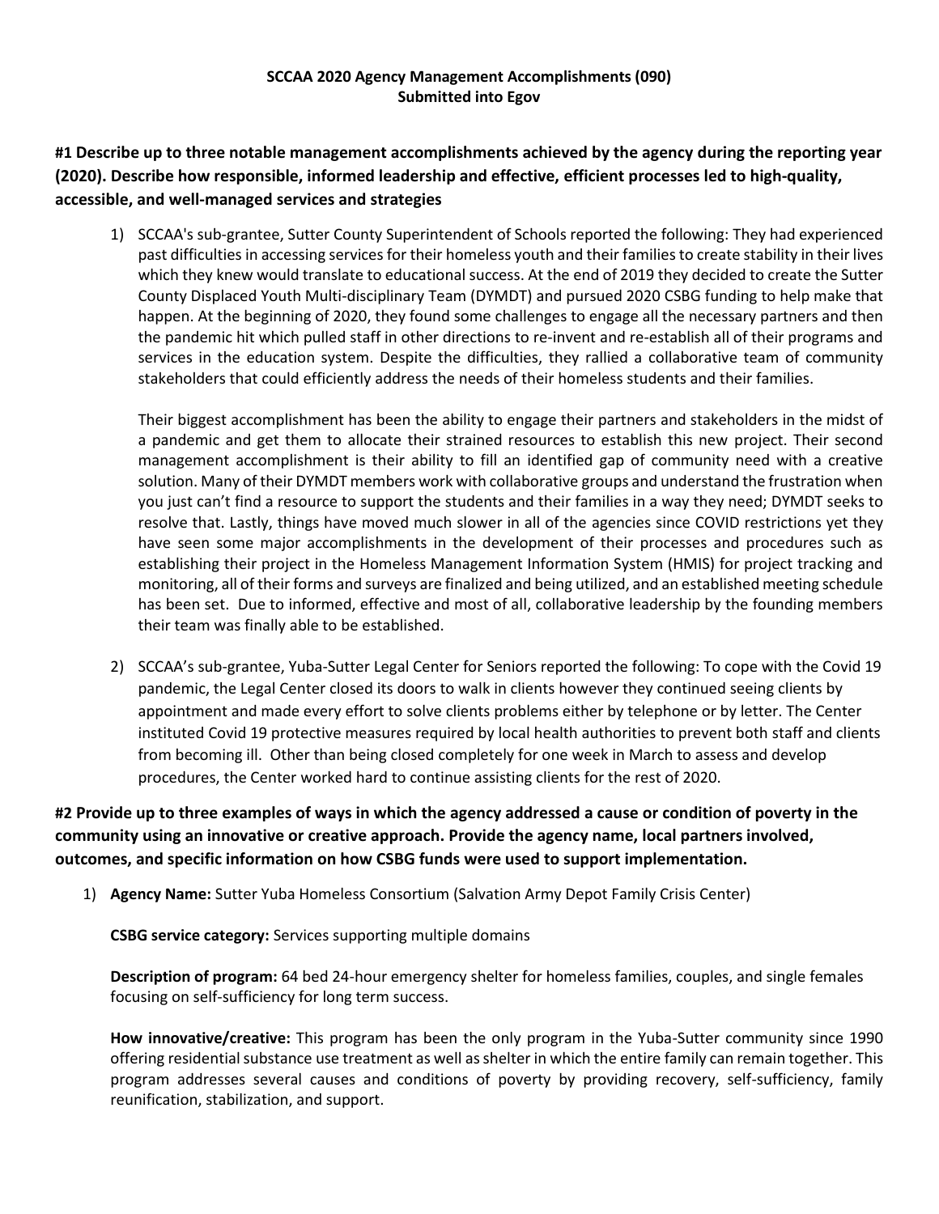**SCCAA 2020 Agency Management Accomplishments (090)**
**Submitted into Egov**

**#1 Describe up to three notable management accomplishments achieved by the agency during the reporting year (2020). Describe how responsible, informed leadership and effective, efficient processes led to high-quality, accessible, and well-managed services and strategies**

1) SCCAA's sub-grantee, Sutter County Superintendent of Schools reported the following: They had experienced past difficulties in accessing services for their homeless youth and their families to create stability in their lives which they knew would translate to educational success. At the end of 2019 they decided to create the Sutter County Displaced Youth Multi-disciplinary Team (DYMDT) and pursued 2020 CSBG funding to help make that happen. At the beginning of 2020, they found some challenges to engage all the necessary partners and then the pandemic hit which pulled staff in other directions to re-invent and re-establish all of their programs and services in the education system. Despite the difficulties, they rallied a collaborative team of community stakeholders that could efficiently address the needs of their homeless students and their families.

   Their biggest accomplishment has been the ability to engage their partners and stakeholders in the midst of a pandemic and get them to allocate their strained resources to establish this new project. Their second management accomplishment is their ability to fill an identified gap of community need with a creative solution. Many of their DYMDT members work with collaborative groups and understand the frustration when you just can't find a resource to support the students and their families in a way they need; DYMDT seeks to resolve that. Lastly, things have moved much slower in all of the agencies since COVID restrictions yet they have seen some major accomplishments in the development of their processes and procedures such as establishing their project in the Homeless Management Information System (HMIS) for project tracking and monitoring, all of their forms and surveys are finalized and being utilized, and an established meeting schedule has been set. Due to informed, effective and most of all, collaborative leadership by the founding members their team was finally able to be established.

2) SCCAA's sub-grantee, Yuba-Sutter Legal Center for Seniors reported the following: To cope with the Covid 19 pandemic, the Legal Center closed its doors to walk in clients however they continued seeing clients by appointment and made every effort to solve clients problems either by telephone or by letter. The Center instituted Covid 19 protective measures required by local health authorities to prevent both staff and clients from becoming ill. Other than being closed completely for one week in March to assess and develop procedures, the Center worked hard to continue assisting clients for the rest of 2020.

**#2 Provide up to three examples of ways in which the agency addressed a cause or condition of poverty in the community using an innovative or creative approach. Provide the agency name, local partners involved, outcomes, and specific information on how CSBG funds were used to support implementation.**

1) **Agency Name:** Sutter Yuba Homeless Consortium (Salvation Army Depot Family Crisis Center)

   **CSBG service category:** Services supporting multiple domains

   **Description of program:** 64 bed 24-hour emergency shelter for homeless families, couples, and single females focusing on self-sufficiency for long term success.

   **How innovative/creative:** This program has been the only program in the Yuba-Sutter community since 1990 offering residential substance use treatment as well as shelter in which the entire family can remain together. This program addresses several causes and conditions of poverty by providing recovery, self-sufficiency, family reunification, stabilization, and support.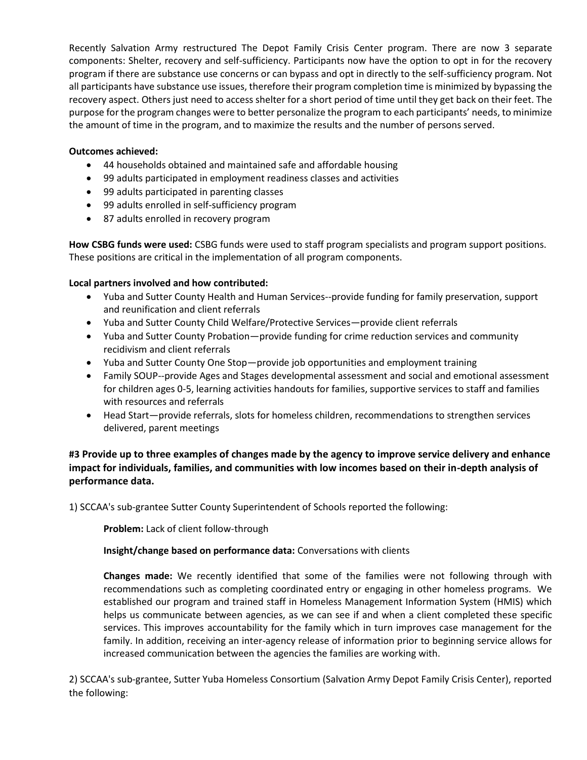Recently Salvation Army restructured The Depot Family Crisis Center program. There are now 3 separate components: Shelter, recovery and self-sufficiency. Participants now have the option to opt in for the recovery program if there are substance use concerns or can bypass and opt in directly to the self-sufficiency program. Not all participants have substance use issues, therefore their program completion time is minimized by bypassing the recovery aspect. Others just need to access shelter for a short period of time until they get back on their feet. The purpose for the program changes were to better personalize the program to each participants' needs, to minimize the amount of time in the program, and to maximize the results and the number of persons served.

**Outcomes achieved:**

- 44 households obtained and maintained safe and affordable housing
- 99 adults participated in employment readiness classes and activities
- 99 adults participated in parenting classes
- 99 adults enrolled in self-sufficiency program
- 87 adults enrolled in recovery program

**How CSBG funds were used:** CSBG funds were used to staff program specialists and program support positions. These positions are critical in the implementation of all program components.

**Local partners involved and how contributed:**

- Yuba and Sutter County Health and Human Services--provide funding for family preservation, support and reunification and client referrals
- Yuba and Sutter County Child Welfare/Protective Services—provide client referrals
- Yuba and Sutter County Probation—provide funding for crime reduction services and community recidivism and client referrals
- Yuba and Sutter County One Stop—provide job opportunities and employment training
- Family SOUP--provide Ages and Stages developmental assessment and social and emotional assessment for children ages 0-5, learning activities handouts for families, supportive services to staff and families with resources and referrals
- Head Start—provide referrals, slots for homeless children, recommendations to strengthen services delivered, parent meetings

### #3 Provide up to three examples of changes made by the agency to improve service delivery and enhance impact for individuals, families, and communities with low incomes based on their in-depth analysis of performance data.

1) SCCAA's sub-grantee Sutter County Superintendent of Schools reported the following:

**Problem:** Lack of client follow-through

**Insight/change based on performance data:** Conversations with clients

**Changes made:** We recently identified that some of the families were not following through with recommendations such as completing coordinated entry or engaging in other homeless programs. We established our program and trained staff in Homeless Management Information System (HMIS) which helps us communicate between agencies, as we can see if and when a client completed these specific services. This improves accountability for the family which in turn improves case management for the family. In addition, receiving an inter-agency release of information prior to beginning service allows for increased communication between the agencies the families are working with.

2) SCCAA's sub-grantee, Sutter Yuba Homeless Consortium (Salvation Army Depot Family Crisis Center), reported the following: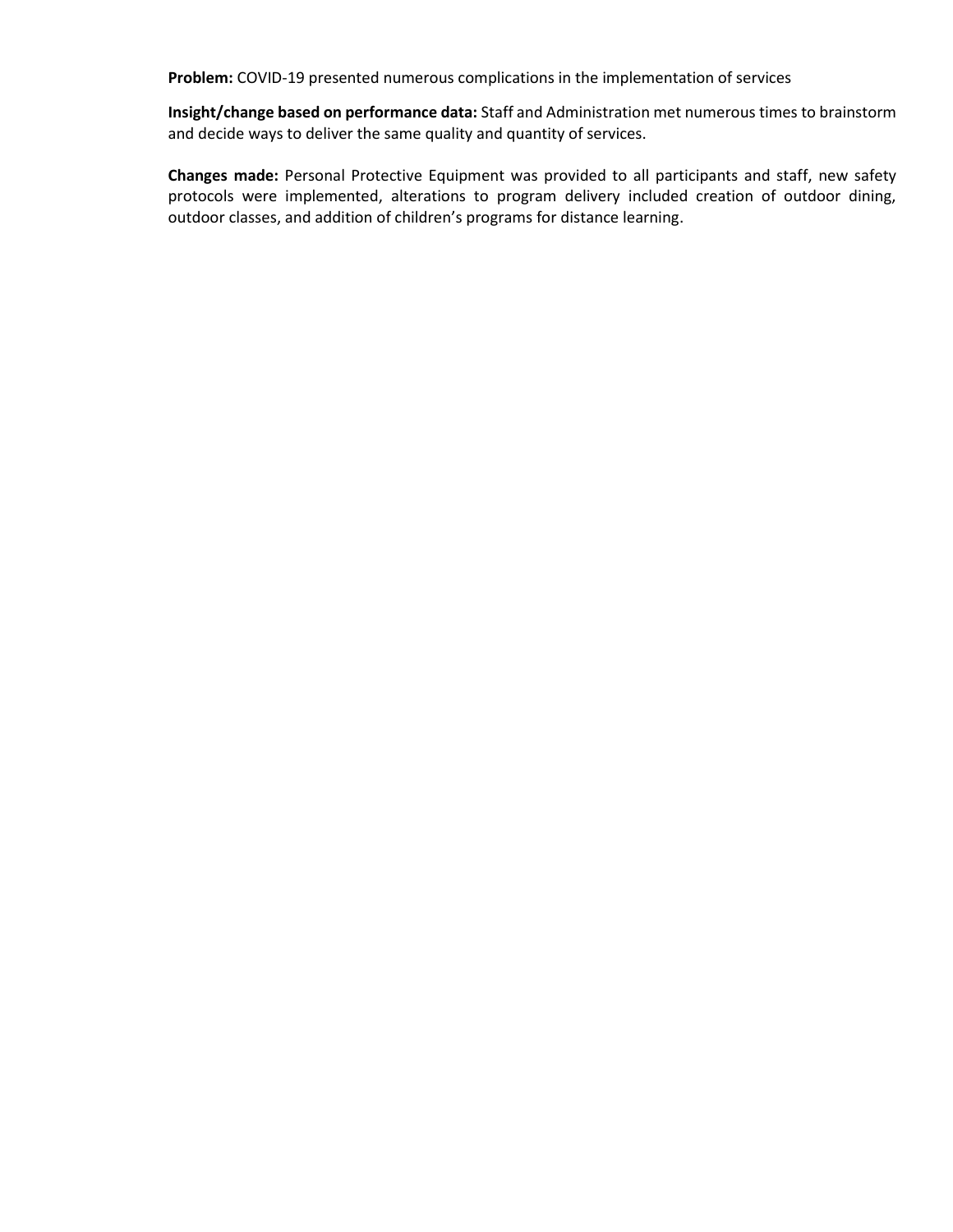**Problem:** COVID-19 presented numerous complications in the implementation of services

**Insight/change based on performance data:** Staff and Administration met numerous times to brainstorm and decide ways to deliver the same quality and quantity of services.

**Changes made:** Personal Protective Equipment was provided to all participants and staff, new safety protocols were implemented, alterations to program delivery included creation of outdoor dining, outdoor classes, and addition of children's programs for distance learning.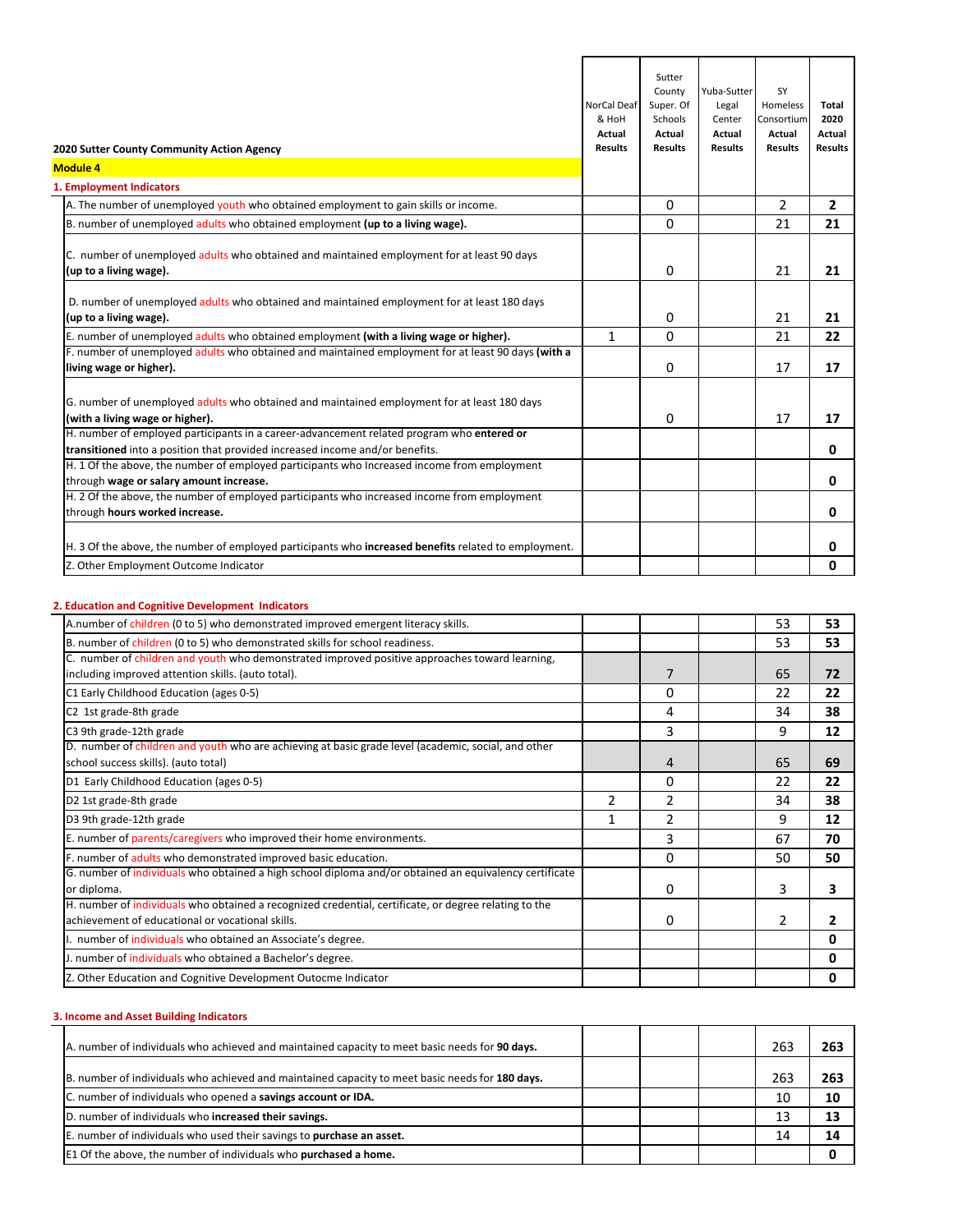**2020 Sutter County Community Action Agency**

**Module 4**

**1. Employment Indicators**

| | NorCal Deaf & HoH Actual Results | Sutter County Super. Of Schools Actual Results | Yuba-Sutter Legal Center Actual Results | SY Homeless Consortium Actual Results | Total 2020 Actual Results |
|---|---|---|---|---|---|
| A. The number of unemployed youth who obtained employment to gain skills or income. | | 0 | | 2 | **2** |
| B. number of unemployed adults who obtained employment **(up to a living wage).** | | 0 | | 21 | **21** |
| C. number of unemployed adults who obtained and maintained employment for at least 90 days **(up to a living wage).** | | 0 | | 21 | **21** |
| D. number of unemployed adults who obtained and maintained employment for at least 180 days **(up to a living wage).** | | 0 | | 21 | **21** |
| E. number of unemployed adults who obtained employment **(with a living wage or higher).** | 1 | 0 | | 21 | **22** |
| F. number of unemployed adults who obtained and maintained employment for at least 90 days **(with a living wage or higher).** | | 0 | | 17 | **17** |
| G. number of unemployed adults who obtained and maintained employment for at least 180 days **(with a living wage or higher).** | | 0 | | 17 | **17** |
| H. number of employed participants in a career-advancement related program who **entered or transitioned** into a position that provided increased income and/or benefits. | | | | | **0** |
| H. 1 Of the above, the number of employed participants who Increased income from employment through **wage or salary amount increase.** | | | | | **0** |
| H. 2 Of the above, the number of employed participants who increased income from employment through **hours worked increase.** | | | | | **0** |
| H. 3 Of the above, the number of employed participants who **increased benefits** related to employment. | | | | | **0** |
| Z. Other Employment Outcome Indicator | | | | | **0** |

**2. Education and Cognitive Development Indicators**

| | NorCal Deaf & HoH Actual Results | Sutter County Super. Of Schools Actual Results | Yuba-Sutter Legal Center Actual Results | SY Homeless Consortium Actual Results | Total 2020 Actual Results |
|---|---|---|---|---|---|
| A.number of children (0 to 5) who demonstrated improved emergent literacy skills. | | | | 53 | **53** |
| B. number of children (0 to 5) who demonstrated skills for school readiness. | | | | 53 | **53** |
| C. number of children and youth who demonstrated improved positive approaches toward learning, including improved attention skills. (auto total). | | 7 | | 65 | **72** |
| C1 Early Childhood Education (ages 0-5) | | 0 | | 22 | **22** |
| C2 1st grade-8th grade | | 4 | | 34 | **38** |
| C3 9th grade-12th grade | | 3 | | 9 | **12** |
| D. number of children and youth who are achieving at basic grade level (academic, social, and other school success skills). (auto total) | | 4 | | 65 | **69** |
| D1 Early Childhood Education (ages 0-5) | | 0 | | 22 | **22** |
| D2 1st grade-8th grade | 2 | 2 | | 34 | **38** |
| D3 9th grade-12th grade | 1 | 2 | | 9 | **12** |
| E. number of parents/caregivers who improved their home environments. | | 3 | | 67 | **70** |
| F. number of adults who demonstrated improved basic education. | | 0 | | 50 | **50** |
| G. number of individuals who obtained a high school diploma and/or obtained an equivalency certificate or diploma. | | 0 | | 3 | **3** |
| H. number of individuals who obtained a recognized credential, certificate, or degree relating to the achievement of educational or vocational skills. | | 0 | | 2 | **2** |
| I. number of individuals who obtained an Associate's degree. | | | | | **0** |
| J. number of individuals who obtained a Bachelor's degree. | | | | | **0** |
| Z. Other Education and Cognitive Development Outocme Indicator | | | | | **0** |

**3. Income and Asset Building Indicators**

| | NorCal Deaf & HoH Actual Results | Sutter County Super. Of Schools Actual Results | Yuba-Sutter Legal Center Actual Results | SY Homeless Consortium Actual Results | Total 2020 Actual Results |
|---|---|---|---|---|---|
| A. number of individuals who achieved and maintained capacity to meet basic needs for **90 days.** | | | | 263 | **263** |
| B. number of individuals who achieved and maintained capacity to meet basic needs for **180 days.** | | | | 263 | **263** |
| C. number of individuals who opened a **savings account or IDA.** | | | | 10 | **10** |
| D. number of individuals who **increased their savings.** | | | | 13 | **13** |
| E. number of individuals who used their savings to **purchase an asset.** | | | | 14 | **14** |
| E1 Of the above, the number of individuals who **purchased a home.** | | | | | **0** |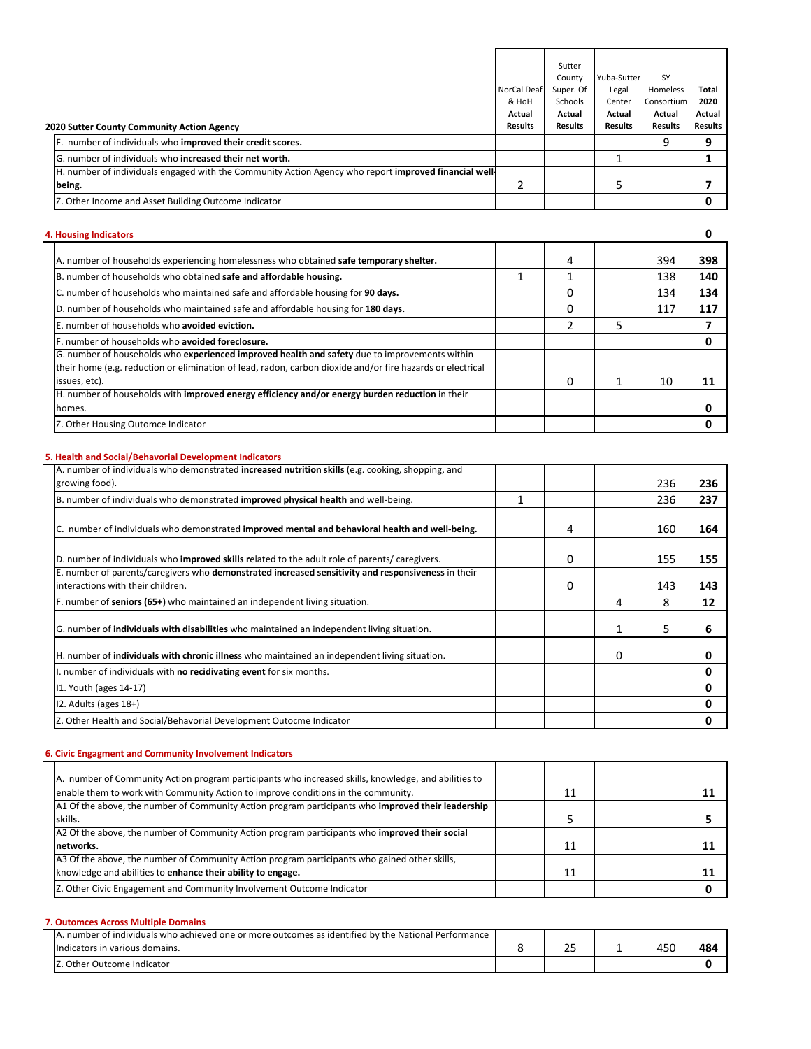| 2020 Sutter County Community Action Agency | NorCal Deaf & HoH Actual Results | Sutter County Super. Of Schools Actual Results | Yuba-Sutter Legal Center Actual Results | SY Homeless Consortium Actual Results | Total 2020 Actual Results |
|---|---|---|---|---|---|
| F. number of individuals who **improved their credit scores.** | | | | 9 | **9** |
| G. number of individuals who **increased their net worth.** | | | 1 | | **1** |
| H. number of individuals engaged with the Community Action Agency who report **improved financial well-being.** | 2 | | 5 | | **7** |
| Z. Other Income and Asset Building Outcome Indicator | | | | | **0** |

#### 4. Housing Indicators

**0**

| | | | | | |
|---|---|---|---|---|---|
| A. number of households experiencing homelessness who obtained **safe temporary shelter.** | | 4 | | 394 | **398** |
| B. number of households who obtained **safe and affordable housing.** | 1 | 1 | | 138 | **140** |
| C. number of households who maintained safe and affordable housing for **90 days.** | | 0 | | 134 | **134** |
| D. number of households who maintained safe and affordable housing for **180 days.** | | 0 | | 117 | **117** |
| E. number of households who **avoided eviction.** | | 2 | 5 | | **7** |
| F. number of households who **avoided foreclosure.** | | | | | **0** |
| G. number of households who **experienced improved health and safety** due to improvements within their home (e.g. reduction or elimination of lead, radon, carbon dioxide and/or fire hazards or electrical issues, etc). | | 0 | 1 | 10 | **11** |
| H. number of households with **improved energy efficiency and/or energy burden reduction** in their homes. | | | | | **0** |
| Z. Other Housing Outomce Indicator | | | | | **0** |

#### 5. Health and Social/Behavorial Development Indicators

| | | | | | |
|---|---|---|---|---|---|
| A. number of individuals who demonstrated **increased nutrition skills** (e.g. cooking, shopping, and growing food). | | | | 236 | **236** |
| B. number of individuals who demonstrated **improved physical health** and well-being. | 1 | | | 236 | **237** |
| C. number of individuals who demonstrated **improved mental and behavioral health and well-being.** | | 4 | | 160 | **164** |
| D. number of individuals who **improved skills r**elated to the adult role of parents/ caregivers. | | 0 | | 155 | **155** |
| E. number of parents/caregivers who **demonstrated increased sensitivity and responsiveness** in their interactions with their children. | | 0 | | 143 | **143** |
| F. number of **seniors (65+)** who maintained an independent living situation. | | | 4 | 8 | **12** |
| G. number of **individuals with disabilities** who maintained an independent living situation. | | | 1 | 5 | **6** |
| H. number of **individuals with chronic illnes**s who maintained an independent living situation. | | | 0 | | **0** |
| I. number of individuals with **no recidivating event** for six months. | | | | | **0** |
| I1. Youth (ages 14-17) | | | | | **0** |
| I2. Adults (ages 18+) | | | | | **0** |
| Z. Other Health and Social/Behavorial Development Outocme Indicator | | | | | **0** |

#### 6. Civic Engagment and Community Involvement Indicators

| | | | | | |
|---|---|---|---|---|---|
| A. number of Community Action program participants who increased skills, knowledge, and abilities to enable them to work with Community Action to improve conditions in the community. | | 11 | | | **11** |
| A1 Of the above, the number of Community Action program participants who **improved their leadership skills.** | | 5 | | | **5** |
| A2 Of the above, the number of Community Action program participants who **improved their social networks.** | | 11 | | | **11** |
| A3 Of the above, the number of Community Action program participants who gained other skills, knowledge and abilities to **enhance their ability to engage.** | | 11 | | | **11** |
| Z. Other Civic Engagement and Community Involvement Outcome Indicator | | | | | **0** |

#### 7. Outomces Across Multiple Domains

| | | | | | |
|---|---|---|---|---|---|
| A. number of individuals who achieved one or more outcomes as identified by the National Performance Indicators in various domains. | 8 | 25 | 1 | 450 | **484** |
| Z. Other Outcome Indicator | | | | | **0** |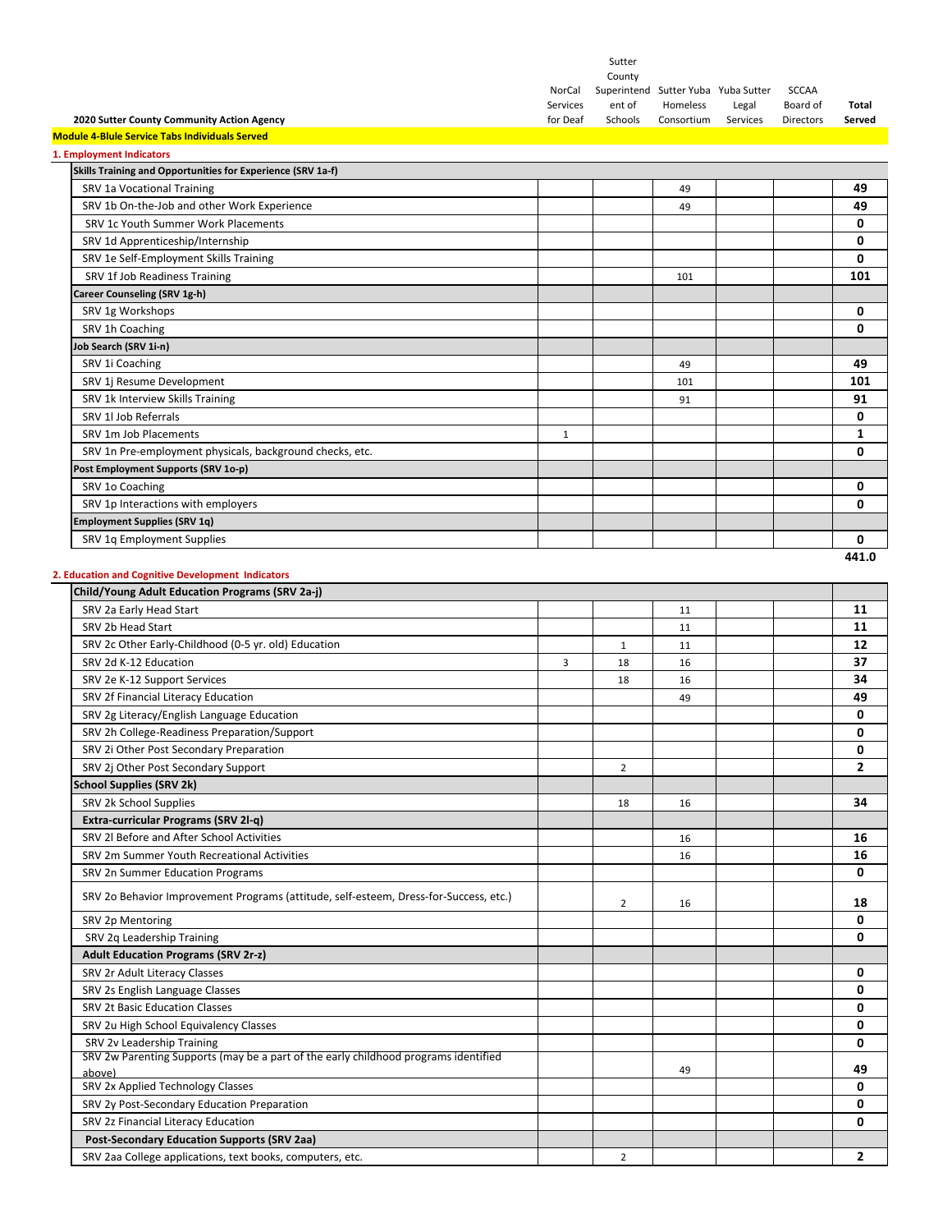| 2020 Sutter County Community Action Agency | NorCal Services for Deaf | Sutter County Superintendent of Schools | Sutter Yuba Homeless Consortium | Yuba Sutter Legal Services | SCCAA Board of Directors | Total Served |
|---|---|---|---|---|---|---|
| **Module 4-Blule Service Tabs Individuals Served** | | | | | | |
| **1. Employment Indicators** | | | | | | |
| **Skills Training and Opportunities for Experience (SRV 1a-f)** | | | | | | |
| SRV 1a Vocational Training | | | 49 | | | **49** |
| SRV 1b On-the-Job and other Work Experience | | | 49 | | | **49** |
| SRV 1c Youth Summer Work Placements | | | | | | **0** |
| SRV 1d Apprenticeship/Internship | | | | | | **0** |
| SRV 1e Self-Employment Skills Training | | | | | | **0** |
| SRV 1f Job Readiness Training | | | 101 | | | **101** |
| **Career Counseling (SRV 1g-h)** | | | | | | |
| SRV 1g Workshops | | | | | | **0** |
| SRV 1h Coaching | | | | | | **0** |
| **Job Search (SRV 1i-n)** | | | | | | |
| SRV 1i Coaching | | | 49 | | | **49** |
| SRV 1j Resume Development | | | 101 | | | **101** |
| SRV 1k Interview Skills Training | | | 91 | | | **91** |
| SRV 1l Job Referrals | | | | | | **0** |
| SRV 1m Job Placements | 1 | | | | | **1** |
| SRV 1n Pre-employment physicals, background checks, etc. | | | | | | **0** |
| **Post Employment Supports (SRV 1o-p)** | | | | | | |
| SRV 1o Coaching | | | | | | **0** |
| SRV 1p Interactions with employers | | | | | | **0** |
| **Employment Supplies (SRV 1q)** | | | | | | |
| SRV 1q Employment Supplies | | | | | | **0** |
| | | | | | | **441.0** |
| **2. Education and Cognitive Development Indicators** | | | | | | |
| **Child/Young Adult Education Programs (SRV 2a-j)** | | | | | | |
| SRV 2a Early Head Start | | | 11 | | | **11** |
| SRV 2b Head Start | | | 11 | | | **11** |
| SRV 2c Other Early-Childhood (0-5 yr. old) Education | | 1 | 11 | | | **12** |
| SRV 2d K-12 Education | 3 | 18 | 16 | | | **37** |
| SRV 2e K-12 Support Services | | 18 | 16 | | | **34** |
| SRV 2f Financial Literacy Education | | | 49 | | | **49** |
| SRV 2g Literacy/English Language Education | | | | | | **0** |
| SRV 2h College-Readiness Preparation/Support | | | | | | **0** |
| SRV 2i Other Post Secondary Preparation | | | | | | **0** |
| SRV 2j Other Post Secondary Support | | 2 | | | | **2** |
| **School Supplies (SRV 2k)** | | | | | | |
| SRV 2k School Supplies | | 18 | 16 | | | **34** |
| **Extra-curricular Programs (SRV 2l-q)** | | | | | | |
| SRV 2l Before and After School Activities | | | 16 | | | **16** |
| SRV 2m Summer Youth Recreational Activities | | | 16 | | | **16** |
| SRV 2n Summer Education Programs | | | | | | **0** |
| SRV 2o Behavior Improvement Programs (attitude, self-esteem, Dress-for-Success, etc.) | | 2 | 16 | | | **18** |
| SRV 2p Mentoring | | | | | | **0** |
| SRV 2q Leadership Training | | | | | | **0** |
| **Adult Education Programs (SRV 2r-z)** | | | | | | |
| SRV 2r Adult Literacy Classes | | | | | | **0** |
| SRV 2s English Language Classes | | | | | | **0** |
| SRV 2t Basic Education Classes | | | | | | **0** |
| SRV 2u High School Equivalency Classes | | | | | | **0** |
| SRV 2v Leadership Training | | | | | | **0** |
| SRV 2w Parenting Supports (may be a part of the early childhood programs identified above) | | | 49 | | | **49** |
| SRV 2x Applied Technology Classes | | | | | | **0** |
| SRV 2y Post-Secondary Education Preparation | | | | | | **0** |
| SRV 2z Financial Literacy Education | | | | | | **0** |
| **Post-Secondary Education Supports (SRV 2aa)** | | | | | | |
| SRV 2aa College applications, text books, computers, etc. | | 2 | | | | **2** |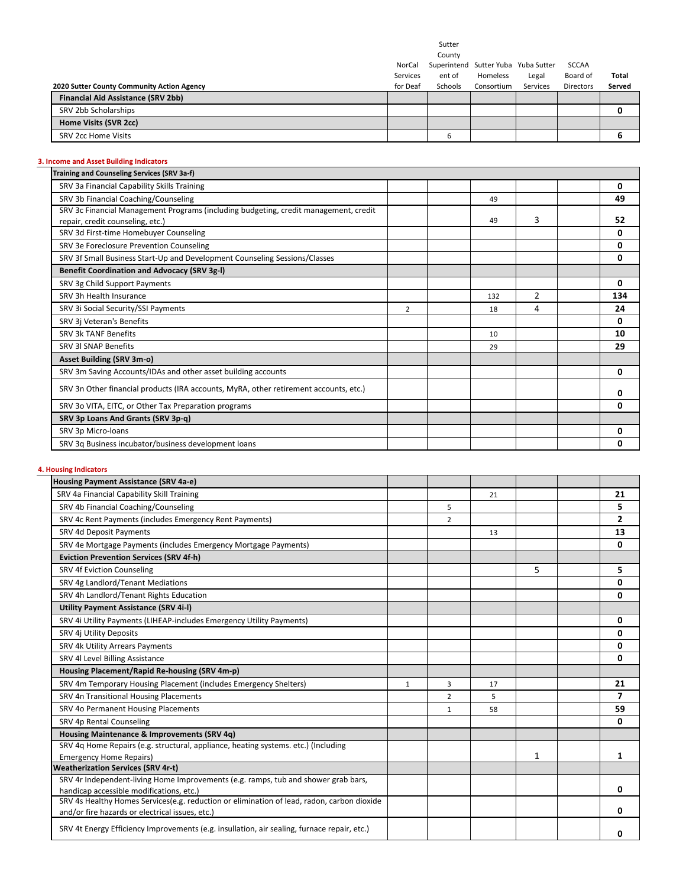| 2020 Sutter County Community Action Agency | NorCal Services for Deaf | Sutter County Superintendent of Schools | Sutter Yuba Homeless Consortium | Yuba Sutter Legal Services | SCCAA Board of Directors | Total Served |
|---|---|---|---|---|---|---|
| **Financial Aid Assistance (SRV 2bb)** | | | | | | |
| SRV 2bb Scholarships | | | | | | **0** |
| **Home Visits (SVR 2cc)** | | | | | | |
| SRV 2cc Home Visits | | 6 | | | | **6** |

### 3. Income and Asset Building Indicators

| | | | | | | |
|---|---|---|---|---|---|---|
| **Training and Counseling Services (SRV 3a-f)** | | | | | | |
| SRV 3a Financial Capability Skills Training | | | | | | **0** |
| SRV 3b Financial Coaching/Counseling | | | 49 | | | **49** |
| SRV 3c Financial Management Programs (including budgeting, credit management, credit repair, credit counseling, etc.) | | | 49 | 3 | | **52** |
| SRV 3d First-time Homebuyer Counseling | | | | | | **0** |
| SRV 3e Foreclosure Prevention Counseling | | | | | | **0** |
| SRV 3f Small Business Start-Up and Development Counseling Sessions/Classes | | | | | | **0** |
| **Benefit Coordination and Advocacy (SRV 3g-l)** | | | | | | |
| SRV 3g Child Support Payments | | | | | | **0** |
| SRV 3h Health Insurance | | | 132 | 2 | | **134** |
| SRV 3i Social Security/SSI Payments | 2 | | 18 | 4 | | **24** |
| SRV 3j Veteran's Benefits | | | | | | **0** |
| SRV 3k TANF Benefits | | | 10 | | | **10** |
| SRV 3l SNAP Benefits | | | 29 | | | **29** |
| **Asset Building (SRV 3m-o)** | | | | | | |
| SRV 3m Saving Accounts/IDAs and other asset building accounts | | | | | | **0** |
| SRV 3n Other financial products (IRA accounts, MyRA, other retirement accounts, etc.) | | | | | | **0** |
| SRV 3o VITA, EITC, or Other Tax Preparation programs | | | | | | **0** |
| **SRV 3p Loans And Grants (SRV 3p-q)** | | | | | | |
| SRV 3p Micro-loans | | | | | | **0** |
| SRV 3q Business incubator/business development loans | | | | | | **0** |

### 4. Housing Indicators

| | | | | | | |
|---|---|---|---|---|---|---|
| **Housing Payment Assistance (SRV 4a-e)** | | | | | | |
| SRV 4a Financial Capability Skill Training | | | 21 | | | **21** |
| SRV 4b Financial Coaching/Counseling | | 5 | | | | **5** |
| SRV 4c Rent Payments (includes Emergency Rent Payments) | | 2 | | | | **2** |
| SRV 4d Deposit Payments | | | 13 | | | **13** |
| SRV 4e Mortgage Payments (includes Emergency Mortgage Payments) | | | | | | **0** |
| **Eviction Prevention Services (SRV 4f-h)** | | | | | | |
| SRV 4f Eviction Counseling | | | | 5 | | **5** |
| SRV 4g Landlord/Tenant Mediations | | | | | | **0** |
| SRV 4h Landlord/Tenant Rights Education | | | | | | **0** |
| **Utility Payment Assistance (SRV 4i-l)** | | | | | | |
| SRV 4i Utility Payments (LIHEAP-includes Emergency Utility Payments) | | | | | | **0** |
| SRV 4j Utility Deposits | | | | | | **0** |
| SRV 4k Utility Arrears Payments | | | | | | **0** |
| SRV 4l Level Billing Assistance | | | | | | **0** |
| **Housing Placement/Rapid Re-housing (SRV 4m-p)** | | | | | | |
| SRV 4m Temporary Housing Placement (includes Emergency Shelters) | 1 | 3 | 17 | | | **21** |
| SRV 4n Transitional Housing Placements | | 2 | 5 | | | **7** |
| SRV 4o Permanent Housing Placements | | 1 | 58 | | | **59** |
| SRV 4p Rental Counseling | | | | | | **0** |
| **Housing Maintenance & Improvements (SRV 4q)** | | | | | | |
| SRV 4q Home Repairs (e.g. structural, appliance, heating systems. etc.) (Including Emergency Home Repairs) | | | | 1 | | **1** |
| **Weatherization Services (SRV 4r-t)** | | | | | | |
| SRV 4r Independent-living Home Improvements (e.g. ramps, tub and shower grab bars, handicap accessible modifications, etc.) | | | | | | **0** |
| SRV 4s Healthy Homes Services(e.g. reduction or elimination of lead, radon, carbon dioxide and/or fire hazards or electrical issues, etc.) | | | | | | **0** |
| SRV 4t Energy Efficiency Improvements (e.g. insullation, air sealing, furnace repair, etc.) | | | | | | **0** |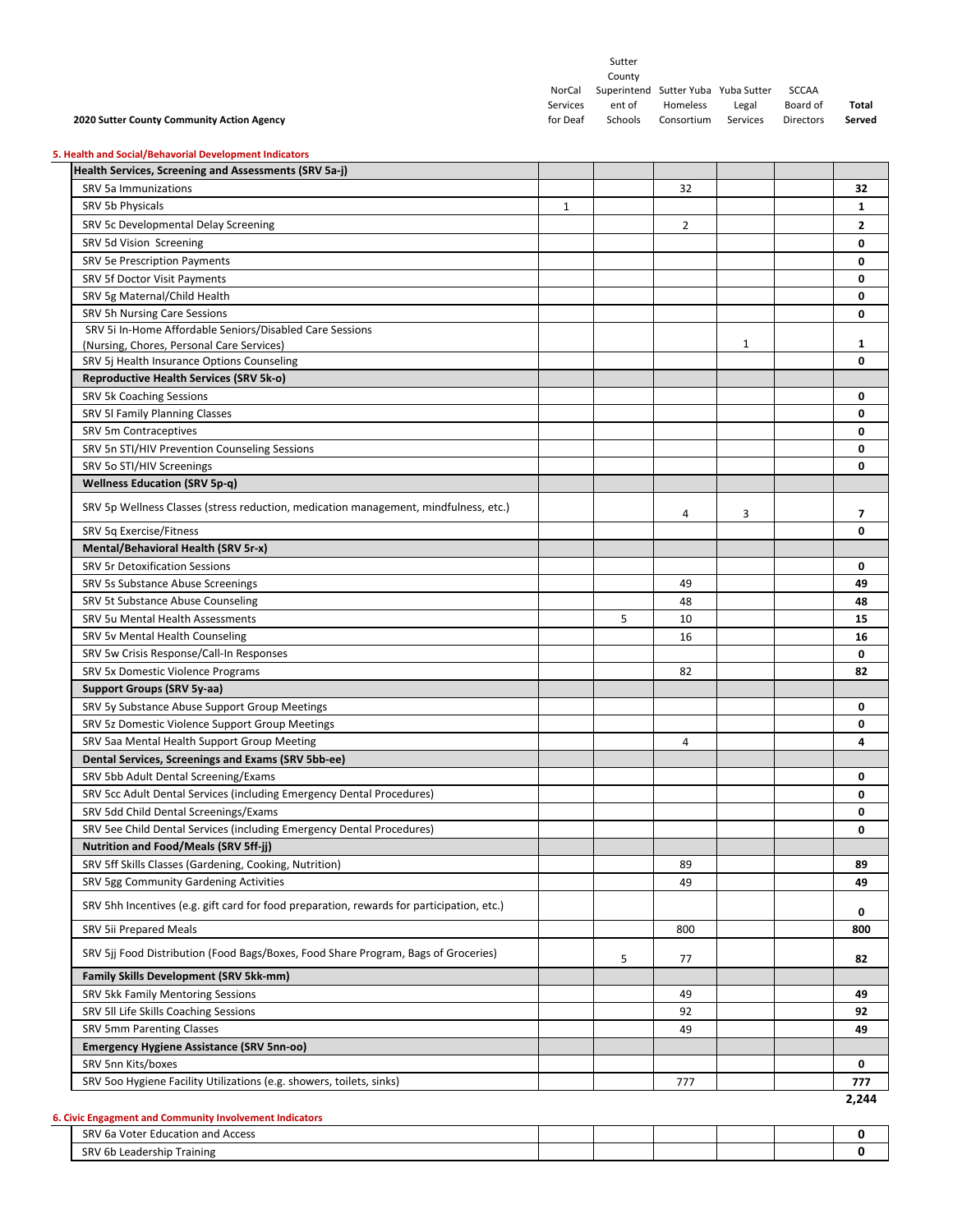**2020 Sutter County Community Action Agency**

### 5. Health and Social/Behavioral Development Indicators

| | NorCal Services for Deaf | Sutter County Superintendent of Schools | Sutter Yuba Homeless Consortium | Yuba Sutter Legal Services | SCCAA Board of Directors | Total Served |
|---|---|---|---|---|---|---|
| **Health Services, Screening and Assessments (SRV 5a-j)** | | | | | | |
| SRV 5a Immunizations | | | 32 | | | **32** |
| SRV 5b Physicals | 1 | | | | | **1** |
| SRV 5c Developmental Delay Screening | | | 2 | | | **2** |
| SRV 5d Vision Screening | | | | | | **0** |
| SRV 5e Prescription Payments | | | | | | **0** |
| SRV 5f Doctor Visit Payments | | | | | | **0** |
| SRV 5g Maternal/Child Health | | | | | | **0** |
| SRV 5h Nursing Care Sessions | | | | | | **0** |
| SRV 5i In-Home Affordable Seniors/Disabled Care Sessions (Nursing, Chores, Personal Care Services) | | | | 1 | | **1** |
| SRV 5j Health Insurance Options Counseling | | | | | | **0** |
| **Reproductive Health Services (SRV 5k-o)** | | | | | | |
| SRV 5k Coaching Sessions | | | | | | **0** |
| SRV 5l Family Planning Classes | | | | | | **0** |
| SRV 5m Contraceptives | | | | | | **0** |
| SRV 5n STI/HIV Prevention Counseling Sessions | | | | | | **0** |
| SRV 5o STI/HIV Screenings | | | | | | **0** |
| **Wellness Education (SRV 5p-q)** | | | | | | |
| SRV 5p Wellness Classes (stress reduction, medication management, mindfulness, etc.) | | | 4 | 3 | | **7** |
| SRV 5q Exercise/Fitness | | | | | | **0** |
| **Mental/Behavioral Health (SRV 5r-x)** | | | | | | |
| SRV 5r Detoxification Sessions | | | | | | **0** |
| SRV 5s Substance Abuse Screenings | | | 49 | | | **49** |
| SRV 5t Substance Abuse Counseling | | | 48 | | | **48** |
| SRV 5u Mental Health Assessments | | 5 | 10 | | | **15** |
| SRV 5v Mental Health Counseling | | | 16 | | | **16** |
| SRV 5w Crisis Response/Call-In Responses | | | | | | **0** |
| SRV 5x Domestic Violence Programs | | | 82 | | | **82** |
| **Support Groups (SRV 5y-aa)** | | | | | | |
| SRV 5y Substance Abuse Support Group Meetings | | | | | | **0** |
| SRV 5z Domestic Violence Support Group Meetings | | | | | | **0** |
| SRV 5aa Mental Health Support Group Meeting | | | 4 | | | **4** |
| **Dental Services, Screenings and Exams (SRV 5bb-ee)** | | | | | | |
| SRV 5bb Adult Dental Screening/Exams | | | | | | **0** |
| SRV 5cc Adult Dental Services (including Emergency Dental Procedures) | | | | | | **0** |
| SRV 5dd Child Dental Screenings/Exams | | | | | | **0** |
| SRV 5ee Child Dental Services (including Emergency Dental Procedures) | | | | | | **0** |
| **Nutrition and Food/Meals (SRV 5ff-jj)** | | | | | | |
| SRV 5ff Skills Classes (Gardening, Cooking, Nutrition) | | | 89 | | | **89** |
| SRV 5gg Community Gardening Activities | | | 49 | | | **49** |
| SRV 5hh Incentives (e.g. gift card for food preparation, rewards for participation, etc.) | | | | | | **0** |
| SRV 5ii Prepared Meals | | | 800 | | | **800** |
| SRV 5jj Food Distribution (Food Bags/Boxes, Food Share Program, Bags of Groceries) | | 5 | 77 | | | **82** |
| **Family Skills Development (SRV 5kk-mm)** | | | | | | |
| SRV 5kk Family Mentoring Sessions | | | 49 | | | **49** |
| SRV 5ll Life Skills Coaching Sessions | | | 92 | | | **92** |
| SRV 5mm Parenting Classes | | | 49 | | | **49** |
| **Emergency Hygiene Assistance (SRV 5nn-oo)** | | | | | | |
| SRV 5nn Kits/boxes | | | | | | **0** |
| SRV 5oo Hygiene Facility Utilizations (e.g. showers, toilets, sinks) | | | 777 | | | **777** |
| | | | | | | **2,244** |

### 6. Civic Engagment and Community Involvement Indicators

| | NorCal Services for Deaf | Sutter County Superintendent of Schools | Sutter Yuba Homeless Consortium | Yuba Sutter Legal Services | SCCAA Board of Directors | Total Served |
|---|---|---|---|---|---|---|
| SRV 6a Voter Education and Access | | | | | | **0** |
| SRV 6b Leadership Training | | | | | | **0** |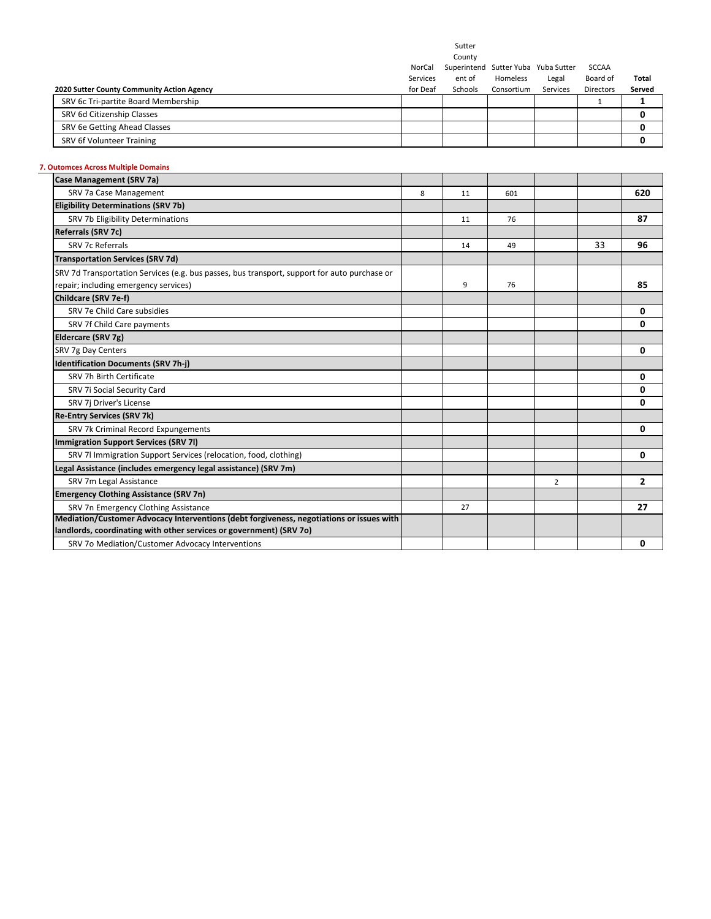| 2020 Sutter County Community Action Agency | NorCal Services for Deaf | Sutter County Superintendent of Schools | Sutter Yuba Homeless Consortium | Yuba Sutter Legal Services | SCCAA Board of Directors | Total Served |
|---|---|---|---|---|---|---|
| SRV 6c Tri-partite Board Membership | | | | | 1 | **1** |
| SRV 6d Citizenship Classes | | | | | | **0** |
| SRV 6e Getting Ahead Classes | | | | | | **0** |
| SRV 6f Volunteer Training | | | | | | **0** |

**7. Outomces Across Multiple Domains**

| | NorCal Services for Deaf | Sutter County Superintendent of Schools | Sutter Yuba Homeless Consortium | Yuba Sutter Legal Services | SCCAA Board of Directors | Total Served |
|---|---|---|---|---|---|---|
| **Case Management (SRV 7a)** | | | | | | |
| SRV 7a Case Management | 8 | 11 | 601 | | | **620** |
| **Eligibility Determinations (SRV 7b)** | | | | | | |
| SRV 7b Eligibility Determinations | | 11 | 76 | | | **87** |
| **Referrals (SRV 7c)** | | | | | | |
| SRV 7c Referrals | | 14 | 49 | | 33 | **96** |
| **Transportation Services (SRV 7d)** | | | | | | |
| SRV 7d Transportation Services (e.g. bus passes, bus transport, support for auto purchase or repair; including emergency services) | | 9 | 76 | | | **85** |
| **Childcare (SRV 7e-f)** | | | | | | |
| SRV 7e Child Care subsidies | | | | | | **0** |
| SRV 7f Child Care payments | | | | | | **0** |
| **Eldercare (SRV 7g)** | | | | | | |
| SRV 7g Day Centers | | | | | | **0** |
| **Identification Documents (SRV 7h-j)** | | | | | | |
| SRV 7h Birth Certificate | | | | | | **0** |
| SRV 7i Social Security Card | | | | | | **0** |
| SRV 7j Driver's License | | | | | | **0** |
| **Re-Entry Services (SRV 7k)** | | | | | | |
| SRV 7k Criminal Record Expungements | | | | | | **0** |
| **Immigration Support Services (SRV 7l)** | | | | | | |
| SRV 7l Immigration Support Services (relocation, food, clothing) | | | | | | **0** |
| **Legal Assistance (includes emergency legal assistance) (SRV 7m)** | | | | | | |
| SRV 7m Legal Assistance | | | | 2 | | **2** |
| **Emergency Clothing Assistance (SRV 7n)** | | | | | | |
| SRV 7n Emergency Clothing Assistance | | 27 | | | | **27** |
| **Mediation/Customer Advocacy Interventions (debt forgiveness, negotiations or issues with landlords, coordinating with other services or government) (SRV 7o)** | | | | | | |
| SRV 7o Mediation/Customer Advocacy Interventions | | | | | | **0** |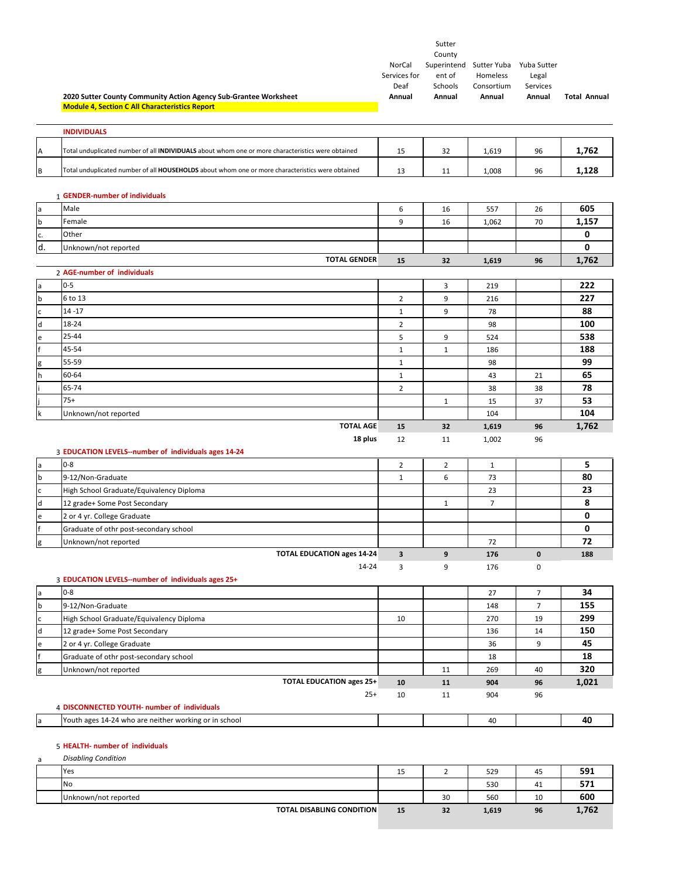**2020 Sutter County Community Action Agency Sub-Grantee Worksheet**

**Module 4, Section C All Characteristics Report**

| | | NorCal Services for Deaf Annual | Sutter County Superintendent of Schools Annual | Sutter Yuba Homeless Consortium Annual | Yuba Sutter Legal Services Annual | Total Annual |
|---|---|---|---|---|---|---|
| | **INDIVIDUALS** | | | | | |
| A | Total unduplicated number of all **INDIVIDUALS** about whom one or more characteristics were obtained | 15 | 32 | 1,619 | 96 | **1,762** |
| B | Total unduplicated number of all **HOUSEHOLDS** about whom one or more characteristics were obtained | 13 | 11 | 1,008 | 96 | **1,128** |
| 1 | **GENDER-number of individuals** | | | | | |
| a | Male | 6 | 16 | 557 | 26 | **605** |
| b | Female | 9 | 16 | 1,062 | 70 | **1,157** |
| c. | Other | | | | | **0** |
| d. | Unknown/not reported | | | | | **0** |
| | **TOTAL GENDER** | **15** | **32** | **1,619** | **96** | **1,762** |
| 2 | **AGE-number of individuals** | | | | | |
| a | 0-5 | | 3 | 219 | | **222** |
| b | 6 to 13 | 2 | 9 | 216 | | **227** |
| c | 14 -17 | 1 | 9 | 78 | | **88** |
| d | 18-24 | 2 | | 98 | | **100** |
| e | 25-44 | 5 | 9 | 524 | | **538** |
| f | 45-54 | 1 | 1 | 186 | | **188** |
| g | 55-59 | 1 | | 98 | | **99** |
| h | 60-64 | 1 | | 43 | 21 | **65** |
| i | 65-74 | 2 | | 38 | 38 | **78** |
| j | 75+ | | 1 | 15 | 37 | **53** |
| k | Unknown/not reported | | | 104 | | **104** |
| | **TOTAL AGE** | **15** | **32** | **1,619** | **96** | **1,762** |
| | **18 plus** | 12 | 11 | 1,002 | 96 | |
| 3 | **EDUCATION LEVELS--number of individuals ages 14-24** | | | | | |
| a | 0-8 | 2 | 2 | 1 | | **5** |
| b | 9-12/Non-Graduate | 1 | 6 | 73 | | **80** |
| c | High School Graduate/Equivalency Diploma | | | 23 | | **23** |
| d | 12 grade+ Some Post Secondary | | 1 | 7 | | **8** |
| e | 2 or 4 yr. College Graduate | | | | | **0** |
| f | Graduate of othr post-secondary school | | | | | **0** |
| g | Unknown/not reported | | | 72 | | **72** |
| | **TOTAL EDUCATION ages 14-24** | **3** | **9** | **176** | **0** | **188** |
| | 14-24 | 3 | 9 | 176 | 0 | |
| 3 | **EDUCATION LEVELS--number of individuals ages 25+** | | | | | |
| a | 0-8 | | | 27 | 7 | **34** |
| b | 9-12/Non-Graduate | | | 148 | 7 | **155** |
| c | High School Graduate/Equivalency Diploma | 10 | | 270 | 19 | **299** |
| d | 12 grade+ Some Post Secondary | | | 136 | 14 | **150** |
| e | 2 or 4 yr. College Graduate | | | 36 | 9 | **45** |
| f | Graduate of othr post-secondary school | | | 18 | | **18** |
| g | Unknown/not reported | | 11 | 269 | 40 | **320** |
| | **TOTAL EDUCATION ages 25+** | **10** | **11** | **904** | **96** | **1,021** |
| | 25+ | 10 | 11 | 904 | 96 | |
| 4 | **DISCONNECTED YOUTH- number of individuals** | | | | | |
| a | Youth ages 14-24 who are neither working or in school | | | 40 | | **40** |
| 5 | **HEALTH- number of individuals** | | | | | |
| a | *Disabling Condition* | | | | | |
| | Yes | 15 | 2 | 529 | 45 | **591** |
| | No | | | 530 | 41 | **571** |
| | Unknown/not reported | | 30 | 560 | 10 | **600** |
| | **TOTAL DISABLING CONDITION** | **15** | **32** | **1,619** | **96** | **1,762** |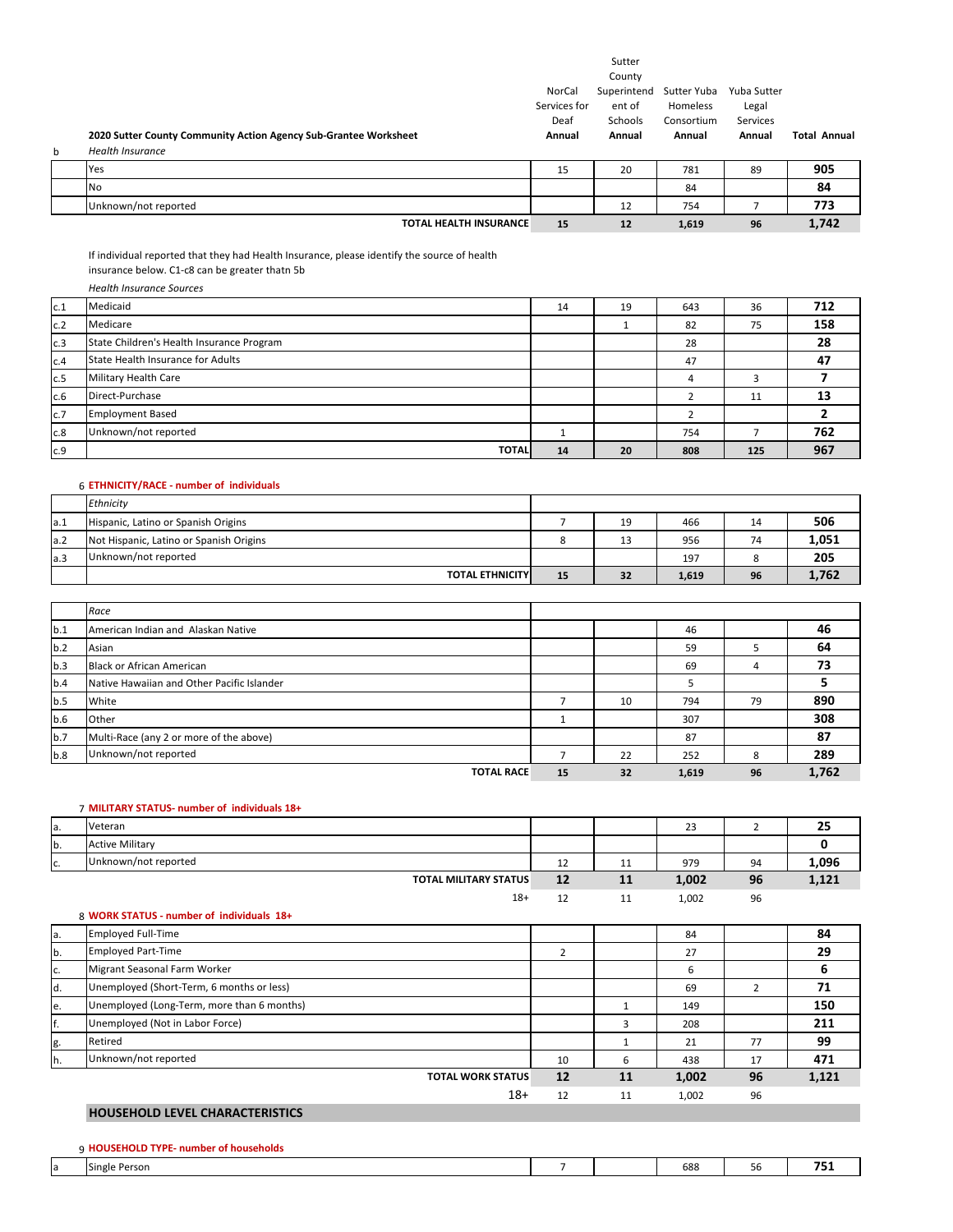**2020 Sutter County Community Action Agency Sub-Grantee Worksheet**

| | | NorCal Services for Deaf Annual | Sutter County Superintendent of Schools Annual | Sutter Yuba Homeless Consortium Annual | Yuba Sutter Legal Services Annual | Total Annual |
|---|---|---|---|---|---|---|
| b | *Health Insurance* | | | | | |
| | Yes | 15 | 20 | 781 | 89 | **905** |
| | No | | | 84 | | **84** |
| | Unknown/not reported | | 12 | 754 | 7 | **773** |
| | **TOTAL HEALTH INSURANCE** | **15** | **12** | **1,619** | **96** | **1,742** |

If individual reported that they had Health Insurance, please identify the source of health insurance below. C1-c8 can be greater thatn 5b

| | *Health Insurance Sources* | NorCal Services for Deaf Annual | Sutter County Superintendent of Schools Annual | Sutter Yuba Homeless Consortium Annual | Yuba Sutter Legal Services Annual | Total Annual |
|---|---|---|---|---|---|---|
| c.1 | Medicaid | 14 | 19 | 643 | 36 | **712** |
| c.2 | Medicare | | 1 | 82 | 75 | **158** |
| c.3 | State Children's Health Insurance Program | | | 28 | | **28** |
| c.4 | State Health Insurance for Adults | | | 47 | | **47** |
| c.5 | Military Health Care | | | 4 | 3 | **7** |
| c.6 | Direct-Purchase | | | 2 | 11 | **13** |
| c.7 | Employment Based | | | 2 | | **2** |
| c.8 | Unknown/not reported | 1 | | 754 | 7 | **762** |
| c.9 | **TOTAL** | **14** | **20** | **808** | **125** | **967** |

6 **ETHNICITY/RACE - number of individuals**

| | *Ethnicity* | NorCal Services for Deaf Annual | Sutter County Superintendent of Schools Annual | Sutter Yuba Homeless Consortium Annual | Yuba Sutter Legal Services Annual | Total Annual |
|---|---|---|---|---|---|---|
| a.1 | Hispanic, Latino or Spanish Origins | 7 | 19 | 466 | 14 | **506** |
| a.2 | Not Hispanic, Latino or Spanish Origins | 8 | 13 | 956 | 74 | **1,051** |
| a.3 | Unknown/not reported | | | 197 | 8 | **205** |
| | **TOTAL ETHNICITY** | **15** | **32** | **1,619** | **96** | **1,762** |

| | *Race* | NorCal Services for Deaf Annual | Sutter County Superintendent of Schools Annual | Sutter Yuba Homeless Consortium Annual | Yuba Sutter Legal Services Annual | Total Annual |
|---|---|---|---|---|---|---|
| b.1 | American Indian and Alaskan Native | | | 46 | | **46** |
| b.2 | Asian | | | 59 | 5 | **64** |
| b.3 | Black or African American | | | 69 | 4 | **73** |
| b.4 | Native Hawaiian and Other Pacific Islander | | | 5 | | **5** |
| b.5 | White | 7 | 10 | 794 | 79 | **890** |
| b.6 | Other | 1 | | 307 | | **308** |
| b.7 | Multi-Race (any 2 or more of the above) | | | 87 | | **87** |
| b.8 | Unknown/not reported | 7 | 22 | 252 | 8 | **289** |
| | **TOTAL RACE** | **15** | **32** | **1,619** | **96** | **1,762** |

7 **MILITARY STATUS- number of individuals 18+**

| | | NorCal Services for Deaf Annual | Sutter County Superintendent of Schools Annual | Sutter Yuba Homeless Consortium Annual | Yuba Sutter Legal Services Annual | Total Annual |
|---|---|---|---|---|---|---|
| a. | Veteran | | | 23 | 2 | **25** |
| b. | Active Military | | | | | **0** |
| c. | Unknown/not reported | 12 | 11 | 979 | 94 | **1,096** |
| | **TOTAL MILITARY STATUS** | **12** | **11** | **1,002** | **96** | **1,121** |
| | 18+ | 12 | 11 | 1,002 | 96 | |

8 **WORK STATUS - number of individuals 18+**

| | | NorCal Services for Deaf Annual | Sutter County Superintendent of Schools Annual | Sutter Yuba Homeless Consortium Annual | Yuba Sutter Legal Services Annual | Total Annual |
|---|---|---|---|---|---|---|
| a. | Employed Full-Time | | | 84 | | **84** |
| b. | Employed Part-Time | 2 | | 27 | | **29** |
| c. | Migrant Seasonal Farm Worker | | | 6 | | **6** |
| d. | Unemployed (Short-Term, 6 months or less) | | | 69 | 2 | **71** |
| e. | Unemployed (Long-Term, more than 6 months) | | 1 | 149 | | **150** |
| f. | Unemployed (Not in Labor Force) | | 3 | 208 | | **211** |
| g. | Retired | | 1 | 21 | 77 | **99** |
| h. | Unknown/not reported | 10 | 6 | 438 | 17 | **471** |
| | **TOTAL WORK STATUS** | **12** | **11** | **1,002** | **96** | **1,121** |
| | 18+ | 12 | 11 | 1,002 | 96 | |

**HOUSEHOLD LEVEL CHARACTERISTICS**

9 **HOUSEHOLD TYPE- number of households**

| | | NorCal Services for Deaf Annual | Sutter County Superintendent of Schools Annual | Sutter Yuba Homeless Consortium Annual | Yuba Sutter Legal Services Annual | Total Annual |
|---|---|---|---|---|---|---|
| a | Single Person | 7 | | 688 | 56 | **751** |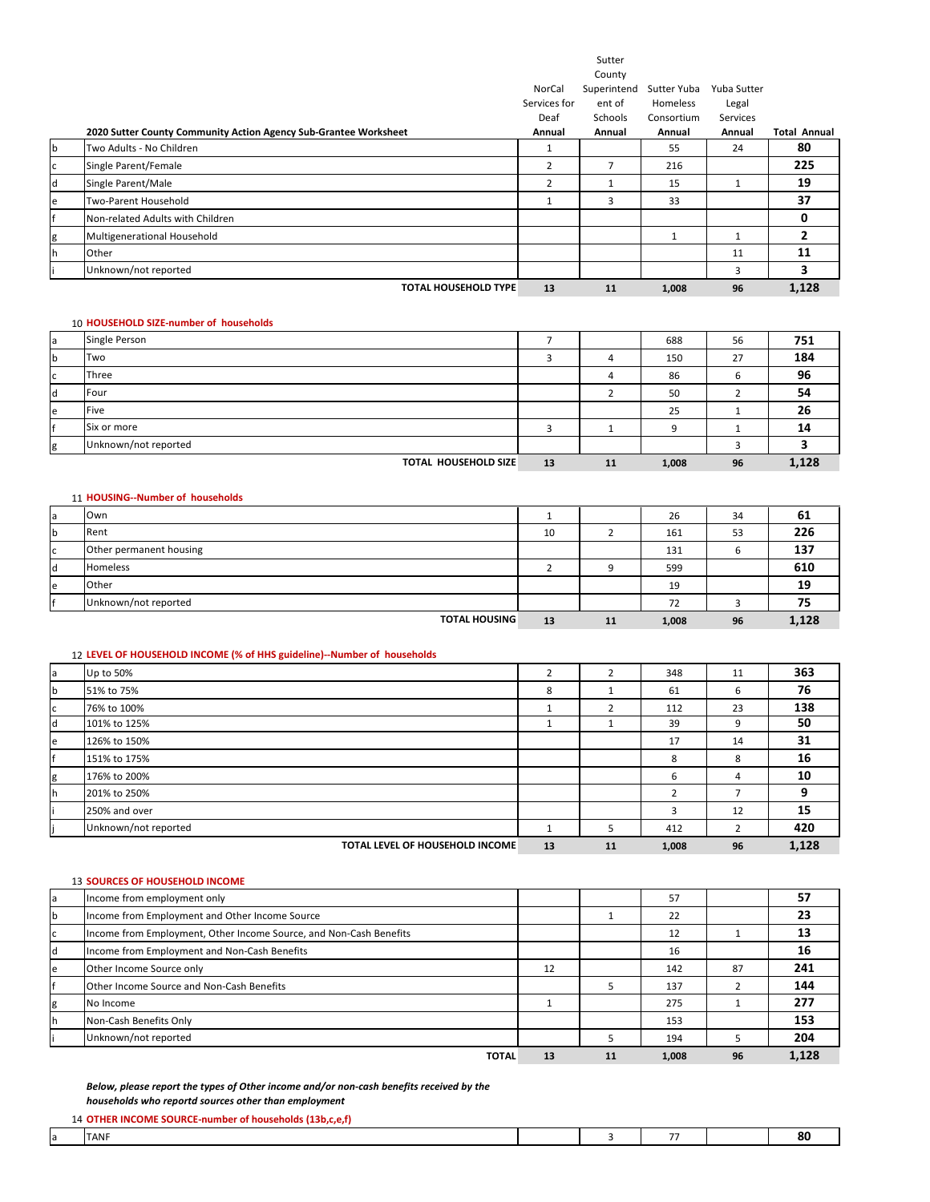| | 2020 Sutter County Community Action Agency Sub-Grantee Worksheet | NorCal Services for Deaf Annual | Sutter County Superintendent of Schools Annual | Sutter Yuba Homeless Consortium Annual | Yuba Sutter Legal Services Annual | Total Annual |
|---|---|---|---|---|---|---|
| b | Two Adults - No Children | 1 | | 55 | 24 | **80** |
| c | Single Parent/Female | 2 | 7 | 216 | | **225** |
| d | Single Parent/Male | 2 | 1 | 15 | 1 | **19** |
| e | Two-Parent Household | 1 | 3 | 33 | | **37** |
| f | Non-related Adults with Children | | | | | **0** |
| g | Multigenerational Household | | | 1 | 1 | **2** |
| h | Other | | | | 11 | **11** |
| i | Unknown/not reported | | | | 3 | **3** |
| | **TOTAL HOUSEHOLD TYPE** | **13** | **11** | **1,008** | **96** | **1,128** |

10 **HOUSEHOLD SIZE-number of households**

| | | | | | | |
|---|---|---|---|---|---|---|
| a | Single Person | 7 | | 688 | 56 | **751** |
| b | Two | 3 | 4 | 150 | 27 | **184** |
| c | Three | | 4 | 86 | 6 | **96** |
| d | Four | | 2 | 50 | 2 | **54** |
| e | Five | | | 25 | 1 | **26** |
| f | Six or more | 3 | 1 | 9 | 1 | **14** |
| g | Unknown/not reported | | | | 3 | **3** |
| | **TOTAL HOUSEHOLD SIZE** | **13** | **11** | **1,008** | **96** | **1,128** |

11 **HOUSING--Number of households**

| | | | | | | |
|---|---|---|---|---|---|---|
| a | Own | 1 | | 26 | 34 | **61** |
| b | Rent | 10 | 2 | 161 | 53 | **226** |
| c | Other permanent housing | | | 131 | 6 | **137** |
| d | Homeless | 2 | 9 | 599 | | **610** |
| e | Other | | | 19 | | **19** |
| f | Unknown/not reported | | | 72 | 3 | **75** |
| | **TOTAL HOUSING** | **13** | **11** | **1,008** | **96** | **1,128** |

12 **LEVEL OF HOUSEHOLD INCOME (% of HHS guideline)--Number of households**

| | | | | | | |
|---|---|---|---|---|---|---|
| a | Up to 50% | 2 | 2 | 348 | 11 | **363** |
| b | 51% to 75% | 8 | 1 | 61 | 6 | **76** |
| c | 76% to 100% | 1 | 2 | 112 | 23 | **138** |
| d | 101% to 125% | 1 | 1 | 39 | 9 | **50** |
| e | 126% to 150% | | | 17 | 14 | **31** |
| f | 151% to 175% | | | 8 | 8 | **16** |
| g | 176% to 200% | | | 6 | 4 | **10** |
| h | 201% to 250% | | | 2 | 7 | **9** |
| i | 250% and over | | | 3 | 12 | **15** |
| j | Unknown/not reported | 1 | 5 | 412 | 2 | **420** |
| | **TOTAL LEVEL OF HOUSEHOLD INCOME** | **13** | **11** | **1,008** | **96** | **1,128** |

13 **SOURCES OF HOUSEHOLD INCOME**

| | | | | | | |
|---|---|---|---|---|---|---|
| a | Income from employment only | | | 57 | | **57** |
| b | Income from Employment and Other Income Source | | 1 | 22 | | **23** |
| c | Income from Employment, Other Income Source, and Non-Cash Benefits | | | 12 | 1 | **13** |
| d | Income from Employment and Non-Cash Benefits | | | 16 | | **16** |
| e | Other Income Source only | 12 | | 142 | 87 | **241** |
| f | Other Income Source and Non-Cash Benefits | | 5 | 137 | 2 | **144** |
| g | No Income | 1 | | 275 | 1 | **277** |
| h | Non-Cash Benefits Only | | | 153 | | **153** |
| i | Unknown/not reported | | 5 | 194 | 5 | **204** |
| | **TOTAL** | **13** | **11** | **1,008** | **96** | **1,128** |

***Below, please report the types of Other income and/or non-cash benefits received by the households who reportd sources other than employment***

14 **OTHER INCOME SOURCE-number of households (13b,c,e,f)**

| | | | | | | |
|---|---|---|---|---|---|---|
| a | TANF | | 3 | 77 | | **80** |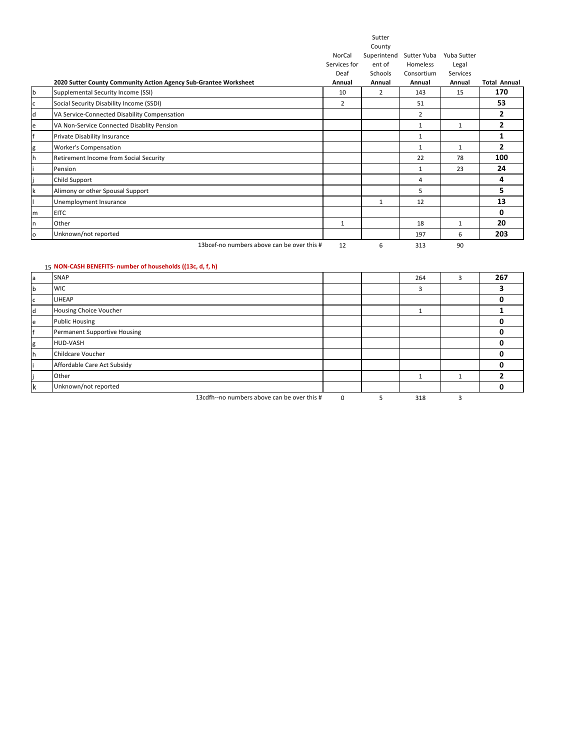| | 2020 Sutter County Community Action Agency Sub-Grantee Worksheet | NorCal Services for Deaf Annual | Sutter County Superintendent of Schools Annual | Sutter Yuba Homeless Consortium Annual | Yuba Sutter Legal Services Annual | Total Annual |
|---|---|---|---|---|---|---|
| b | Supplemental Security Income (SSI) | 10 | 2 | 143 | 15 | **170** |
| c | Social Security Disability Income (SSDI) | 2 | | 51 | | **53** |
| d | VA Service-Connected Disability Compensation | | | 2 | | **2** |
| e | VA Non-Service Connected Disablity Pension | | | 1 | 1 | **2** |
| f | Private Disability Insurance | | | 1 | | **1** |
| g | Worker's Compensation | | | 1 | 1 | **2** |
| h | Retirement Income from Social Security | | | 22 | 78 | **100** |
| i | Pension | | | 1 | 23 | **24** |
| j | Child Support | | | 4 | | **4** |
| k | Alimony or other Spousal Support | | | 5 | | **5** |
| l | Unemployment Insurance | | 1 | 12 | | **13** |
| m | EITC | | | | | **0** |
| n | Other | 1 | | 18 | 1 | **20** |
| o | Unknown/not reported | | | 197 | 6 | **203** |
| | 13bcef-no numbers above can be over this # | 12 | 6 | 313 | 90 | |

15 **NON-CASH BENEFITS- number of households ((13c, d, f, h)**

| | | | | | | |
|---|---|---|---|---|---|---|
| a | SNAP | | | 264 | 3 | **267** |
| b | WIC | | | 3 | | **3** |
| c | LIHEAP | | | | | **0** |
| d | Housing Choice Voucher | | | 1 | | **1** |
| e | Public Housing | | | | | **0** |
| f | Permanent Supportive Housing | | | | | **0** |
| g | HUD-VASH | | | | | **0** |
| h | Childcare Voucher | | | | | **0** |
| i | Affordable Care Act Subsidy | | | | | **0** |
| j | Other | | | 1 | 1 | **2** |
| k | Unknown/not reported | | | | | **0** |
| | 13cdfh--no numbers above can be over this # | 0 | 5 | 318 | 3 | |